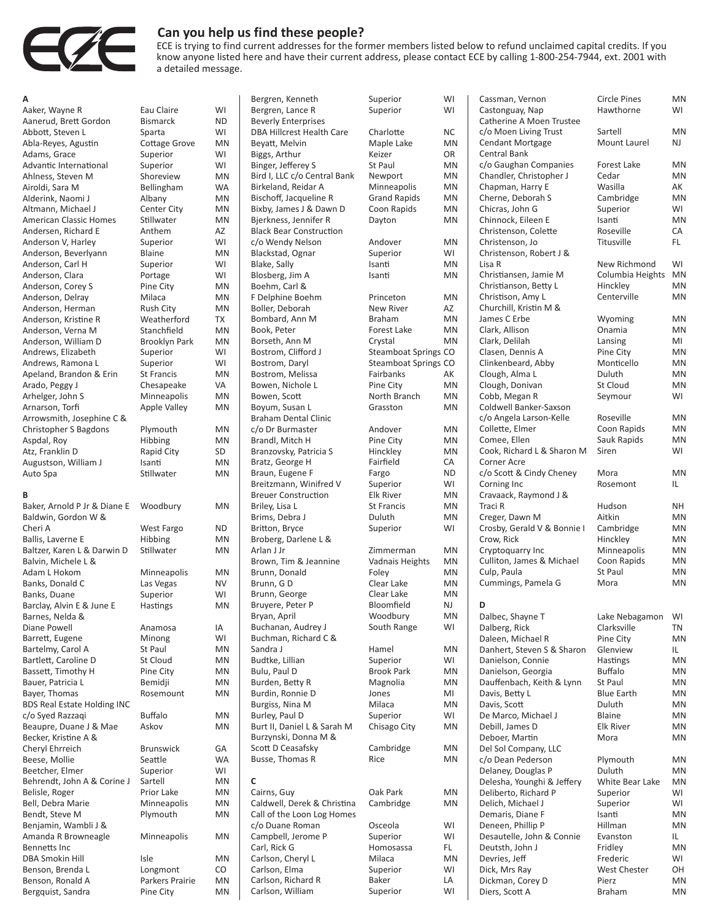## Can you help us find these people?

ECE is trying to find current addresses for the former members listed below to refund unclaimed capital credits. If you know anyone listed here and have their current address, please contact ECE by calling 1-800-254-7944, ext. 2001 with a detailed message.

### A

| Name | City | State |
|---|---|---|
| Aaker, Wayne R | Eau Claire | WI |
| Aanerud, Brett Gordon | Bismarck | ND |
| Abbott, Steven L | Sparta | WI |
| Abla-Reyes, Agustin | Cottage Grove | MN |
| Adams, Grace | Superior | WI |
| Advantic International | Superior | WI |
| Ahlness, Steven M | Shoreview | MN |
| Airoldi, Sara M | Bellingham | WA |
| Alderink, Naomi J | Albany | MN |
| Altmann, Michael J | Center City | MN |
| American Classic Homes | Stillwater | MN |
| Andersen, Richard E | Anthem | AZ |
| Anderson V, Harley | Superior | WI |
| Anderson, Beverlyann | Blaine | MN |
| Anderson, Carl H | Superior | WI |
| Anderson, Clara | Portage | WI |
| Anderson, Corey S | Pine City | MN |
| Anderson, Delray | Milaca | MN |
| Anderson, Herman | Rush City | MN |
| Anderson, Kristine R | Weatherford | TX |
| Anderson, Verna M | Stanchfield | MN |
| Anderson, William D | Brooklyn Park | MN |
| Andrews, Elizabeth | Superior | WI |
| Andrews, Ramona L | Superior | WI |
| Apeland, Brandon & Erin | St Francis | MN |
| Arado, Peggy J | Chesapeake | VA |
| Arhelger, John S | Minneapolis | MN |
| Arnarson, Torfi | Apple Valley | MN |
| Arrowsmith, Josephine C & Christopher S Bagdons | Plymouth | MN |
| Aspdal, Roy | Hibbing | MN |
| Atz, Franklin D | Rapid City | SD |
| Augustson, William J | Isanti | MN |
| Auto Spa | Stillwater | MN |

### B

| Name | City | State |
|---|---|---|
| Baker, Arnold P Jr & Diane E | Woodbury | MN |
| Baldwin, Gordon W & Cheri A | West Fargo | ND |
| Ballis, Laverne E | Hibbing | MN |
| Baltzer, Karen L & Darwin D | Stillwater | MN |
| Balvin, Michele L & Adam L Hokom | Minneapolis | MN |
| Banks, Donald C | Las Vegas | NV |
| Banks, Duane | Superior | WI |
| Barclay, Alvin E & June E | Hastings | MN |
| Barnes, Nelda & Diane Powell | Anamosa | IA |
| Barrett, Eugene | Minong | WI |
| Bartelmy, Carol A | St Paul | MN |
| Bartlett, Caroline D | St Cloud | MN |
| Bassett, Timothy H | Pine City | MN |
| Bauer, Patricia L | Bemidji | MN |
| Bayer, Thomas | Rosemount | MN |
| BDS Real Estate Holding INC c/o Syed Razzaqi | Buffalo | MN |
| Beaupre, Duane J & Mae | Askov | MN |
| Becker, Kristine A & Cheryl Ehrreich | Brunswick | GA |
| Beese, Mollie | Seattle | WA |
| Beetcher, Elmer | Superior | WI |
| Behrendt, John A & Corine J | Sartell | MN |
| Belisle, Roger | Prior Lake | MN |
| Bell, Debra Marie | Minneapolis | MN |
| Bendt, Steve M | Plymouth | MN |
| Benjamin, Wambli J & Amanda R Browneagle | Minneapolis | MN |
| Bennetts Inc DBA Smokin Hill | Isle | MN |
| Benson, Brenda L | Longmont | CO |
| Benson, Ronald A | Parkers Prairie | MN |
| Bergquist, Sandra | Pine City | MN |
| Bergren, Kenneth | Superior | WI |
| Bergren, Lance R | Superior | WI |
| Beverly Enterprises DBA Hillcrest Health Care | Charlotte | NC |
| Beyatt, Melvin | Maple Lake | MN |
| Biggs, Arthur | Keizer | OR |
| Binger, Jefferey S | St Paul | MN |
| Bird I, LLC c/o Central Bank | Newport | MN |
| Birkeland, Reidar A | Minneapolis | MN |
| Bischoff, Jacqueline R | Grand Rapids | MN |
| Bixby, James J & Dawn D | Coon Rapids | MN |
| Bjerkness, Jennifer R | Dayton | MN |
| Black Bear Construction c/o Wendy Nelson | Andover | MN |
| Blackstad, Ognar | Superior | WI |
| Blake, Sally | Isanti | MN |
| Blosberg, Jim A | Isanti | MN |
| Boehm, Carl & F Delphine Boehm | Princeton | MN |
| Boller, Deborah | New River | AZ |
| Bombard, Ann M | Braham | MN |
| Book, Peter | Forest Lake | MN |
| Borseth, Ann M | Crystal | MN |
| Bostrom, Clifford J | Steamboat Springs | CO |
| Bostrom, Daryl | Steamboat Springs | CO |
| Bostrom, Melissa | Fairbanks | AK |
| Bowen, Nichole L | Pine City | MN |
| Bowen, Scott | North Branch | MN |
| Boyum, Susan L | Grasston | MN |
| Braham Dental Clinic c/o Dr Burmaster | Andover | MN |
| Brandl, Mitch H | Pine City | MN |
| Branzovsky, Patricia S | Hinckley | MN |
| Bratz, George H | Fairfield | CA |
| Braun, Eugene F | Fargo | ND |
| Breitzmann, Winifred V | Superior | WI |
| Breuer Construction | Elk River | MN |
| Briley, Lisa L | St Francis | MN |
| Brims, Debra J | Duluth | MN |
| Britton, Bryce | Superior | WI |
| Broberg, Darlene L & Arlan J Jr | Zimmerman | MN |
| Brown, Tim & Jeannine | Vadnais Heights | MN |
| Brunn, Donald | Foley | MN |
| Brunn, G D | Clear Lake | MN |
| Brunn, George | Clear Lake | MN |
| Bruyere, Peter P | Bloomfield | NJ |
| Bryan, April | Woodbury | MN |
| Buchanan, Audrey J | South Range | WI |
| Buchman, Richard C & Sandra J | Hamel | MN |
| Budtke, Lillian | Superior | WI |
| Bulu, Paul D | Brook Park | MN |
| Burden, Betty R | Magnolia | MN |
| Burdin, Ronnie D | Jones | MI |
| Burgiss, Nina M | Milaca | MN |
| Burley, Paul D | Superior | WI |
| Burt II, Daniel L & Sarah M | Chisago City | MN |
| Burzynski, Donna M & Scott D Ceasafsky | Cambridge | MN |
| Busse, Thomas R | Rice | MN |

### C

| Name | City | State |
|---|---|---|
| Cairns, Guy | Oak Park | MN |
| Caldwell, Derek & Christina | Cambridge | MN |
| Call of the Loon Log Homes c/o Duane Roman | Osceola | WI |
| Campbell, Jerome P | Superior | WI |
| Carl, Rick G | Homosassa | FL |
| Carlson, Cheryl L | Milaca | MN |
| Carlson, Elma | Superior | WI |
| Carlson, Richard R | Baker | LA |
| Carlson, William | Superior | WI |
| Cassman, Vernon | Circle Pines | MN |
| Castonguay, Nap | Hawthorne | WI |
| Catherine A Moen Trustee c/o Moen Living Trust | Sartell | MN |
| Cendant Mortgage | Mount Laurel | NJ |
| Central Bank c/o Gaughan Companies | Forest Lake | MN |
| Chandler, Christopher J | Cedar | MN |
| Chapman, Harry E | Wasilla | AK |
| Cherne, Deborah S | Cambridge | MN |
| Chicras, John G | Superior | WI |
| Chinnock, Eileen E | Isanti | MN |
| Christenson, Colette | Roseville | CA |
| Christenson, Jo | Titusville | FL |
| Christenson, Robert J & Lisa R | New Richmond | WI |
| Christiansen, Jamie M | Columbia Heights | MN |
| Christianson, Betty L | Hinckley | MN |
| Christison, Amy L | Centerville | MN |
| Churchill, Kristin M & James C Erbe | Wyoming | MN |
| Clark, Allison | Onamia | MN |
| Clark, Delilah | Lansing | MI |
| Clasen, Dennis A | Pine City | MN |
| Clinkenbeard, Abby | Monticello | MN |
| Clough, Alma L | Duluth | MN |
| Clough, Donivan | St Cloud | MN |
| Cobb, Megan R | Seymour | WI |
| Coldwell Banker-Saxson c/o Angela Larson-Kelle | Roseville | MN |
| Collette, Elmer | Coon Rapids | MN |
| Comee, Ellen | Sauk Rapids | MN |
| Cook, Richard L & Sharon M | Siren | WI |
| Corner Acre c/o Scott & Cindy Cheney | Mora | MN |
| Corning Inc | Rosemont | IL |
| Cravaack, Raymond J & Traci R | Hudson | NH |
| Creger, Dawn M | Aitkin | MN |
| Crosby, Gerald V & Bonnie I | Cambridge | MN |
| Crow, Rick | Hinckley | MN |
| Cryptoquarry Inc | Minneapolis | MN |
| Culliton, James & Michael | Coon Rapids | MN |
| Culp, Paula | St Paul | MN |
| Cummings, Pamela G | Mora | MN |

### D

| Name | City | State |
|---|---|---|
| Dalbec, Shayne T | Lake Nebagamon | WI |
| Dalberg, Rick | Clarksville | TN |
| Daleen, Michael R | Pine City | MN |
| Danhert, Steven S & Sharon | Glenview | IL |
| Danielson, Connie | Hastings | MN |
| Danielson, Georgia | Buffalo | MN |
| Dauffenbach, Keith & Lynn | St Paul | MN |
| Davis, Betty L | Blue Earth | MN |
| Davis, Scott | Duluth | MN |
| De Marco, Michael J | Blaine | MN |
| Debill, James D | Elk River | MN |
| Deboer, Martin | Mora | MN |
| Del Sol Company, LLC c/o Dean Pederson | Plymouth | MN |
| Delaney, Douglas P | Duluth | MN |
| Delesha, Younghi & Jeffery | White Bear Lake | MN |
| Deliberto, Richard P | Superior | WI |
| Delich, Michael J | Superior | WI |
| Demaris, Diane F | Isanti | MN |
| Deneen, Phillip P | Hillman | MN |
| Desautelle, John & Connie | Evanston | IL |
| Deutsth, John J | Fridley | MN |
| Devries, Jeff | Frederic | WI |
| Dick, Mrs Ray | West Chester | OH |
| Dickman, Corey D | Pierz | MN |
| Diers, Scott A | Braham | MN |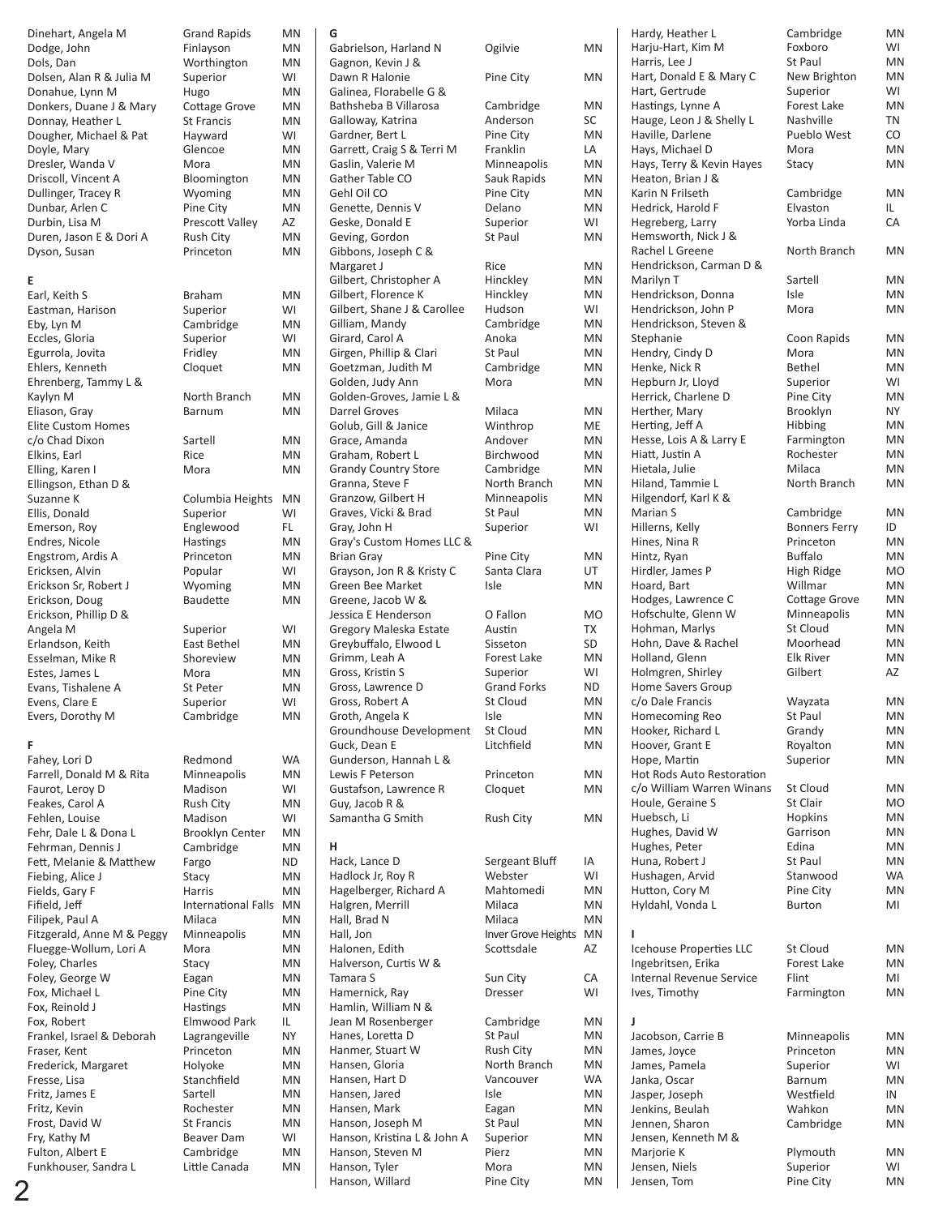| Name | City | State |
|---|---|---|
| Dinehart, Angela M | Grand Rapids | MN |
| Dodge, John | Finlayson | MN |
| Dols, Dan | Worthington | MN |
| Dolsen, Alan R & Julia M | Superior | WI |
| Donahue, Lynn M | Hugo | MN |
| Donkers, Duane J & Mary | Cottage Grove | MN |
| Donnay, Heather L | St Francis | MN |
| Dougher, Michael & Pat | Hayward | WI |
| Doyle, Mary | Glencoe | MN |
| Dresler, Wanda V | Mora | MN |
| Driscoll, Vincent A | Bloomington | MN |
| Dullinger, Tracey R | Wyoming | MN |
| Dunbar, Arlen C | Pine City | MN |
| Durbin, Lisa M | Prescott Valley | AZ |
| Duren, Jason E & Dori A | Rush City | MN |
| Dyson, Susan | Princeton | MN |

**E**

| Name | City | State |
|---|---|---|
| Earl, Keith S | Braham | MN |
| Eastman, Harison | Superior | WI |
| Eby, Lyn M | Cambridge | MN |
| Eccles, Gloria | Superior | WI |
| Egurrola, Jovita | Fridley | MN |
| Ehlers, Kenneth | Cloquet | MN |
| Ehrenberg, Tammy L & Kaylyn M | North Branch | MN |
| Eliason, Gray | Barnum | MN |
| Elite Custom Homes c/o Chad Dixon | Sartell | MN |
| Elkins, Earl | Rice | MN |
| Elling, Karen I | Mora | MN |
| Ellingson, Ethan D & Suzanne K | Columbia Heights | MN |
| Ellis, Donald | Superior | WI |
| Emerson, Roy | Englewood | FL |
| Endres, Nicole | Hastings | MN |
| Engstrom, Ardis A | Princeton | MN |
| Ericksen, Alvin | Popular | WI |
| Erickson Sr, Robert J | Wyoming | MN |
| Erickson, Doug | Baudette | MN |
| Erickson, Phillip D & Angela M | Superior | WI |
| Erlandson, Keith | East Bethel | MN |
| Esselman, Mike R | Shoreview | MN |
| Estes, James L | Mora | MN |
| Evans, Tishalene A | St Peter | MN |
| Evens, Clare E | Superior | WI |
| Evers, Dorothy M | Cambridge | MN |

**F**

| Name | City | State |
|---|---|---|
| Fahey, Lori D | Redmond | WA |
| Farrell, Donald M & Rita | Minneapolis | MN |
| Faurot, Leroy D | Madison | WI |
| Feakes, Carol A | Rush City | MN |
| Fehlen, Louise | Madison | WI |
| Fehr, Dale L & Dona L | Brooklyn Center | MN |
| Fehrman, Dennis J | Cambridge | MN |
| Fett, Melanie & Matthew | Fargo | ND |
| Fiebing, Alice J | Stacy | MN |
| Fields, Gary F | Harris | MN |
| Fifield, Jeff | International Falls | MN |
| Filipek, Paul A | Milaca | MN |
| Fitzgerald, Anne M & Peggy | Minneapolis | MN |
| Fluegge-Wollum, Lori A | Mora | MN |
| Foley, Charles | Stacy | MN |
| Foley, George W | Eagan | MN |
| Fox, Michael L | Pine City | MN |
| Fox, Reinold J | Hastings | MN |
| Fox, Robert | Elmwood Park | IL |
| Frankel, Israel & Deborah | Lagrangeville | NY |
| Fraser, Kent | Princeton | MN |
| Frederick, Margaret | Holyoke | MN |
| Fresse, Lisa | Stanchfield | MN |
| Fritz, James E | Sartell | MN |
| Fritz, Kevin | Rochester | MN |
| Frost, David W | St Francis | MN |
| Fry, Kathy M | Beaver Dam | WI |
| Fulton, Albert E | Cambridge | MN |
| Funkhouser, Sandra L | Little Canada | MN |

**G**

| Name | City | State |
|---|---|---|
| Gabrielson, Harland N | Ogilvie | MN |
| Gagnon, Kevin J & Dawn R Halonie | Pine City | MN |
| Galinea, Florabelle G & Bathsheba B Villarosa | Cambridge | MN |
| Galloway, Katrina | Anderson | SC |
| Gardner, Bert L | Pine City | MN |
| Garrett, Craig S & Terri M | Franklin | LA |
| Gaslin, Valerie M | Minneapolis | MN |
| Gather Table CO | Sauk Rapids | MN |
| Gehl Oil CO | Pine City | MN |
| Genette, Dennis V | Delano | MN |
| Geske, Donald E | Superior | WI |
| Geving, Gordon | St Paul | MN |
| Gibbons, Joseph C & Margaret J | Rice | MN |
| Gilbert, Christopher A | Hinckley | MN |
| Gilbert, Florence K | Hinckley | MN |
| Gilbert, Shane J & Carollee | Hudson | WI |
| Gilliam, Mandy | Cambridge | MN |
| Girard, Carol A | Anoka | MN |
| Girgen, Phillip & Clari | St Paul | MN |
| Goetzman, Judith M | Cambridge | MN |
| Golden, Judy Ann | Mora | MN |
| Golden-Groves, Jamie L & Darrel Groves | Milaca | MN |
| Golub, Gill & Janice | Winthrop | ME |
| Grace, Amanda | Andover | MN |
| Graham, Robert L | Birchwood | MN |
| Grandy Country Store | Cambridge | MN |
| Granna, Steve F | North Branch | MN |
| Granzow, Gilbert H | Minneapolis | MN |
| Graves, Vicki & Brad | St Paul | MN |
| Gray, John H | Superior | WI |
| Gray's Custom Homes LLC & Brian Gray | Pine City | MN |
| Grayson, Jon R & Kristy C | Santa Clara | UT |
| Green Bee Market | Isle | MN |
| Greene, Jacob W & Jessica E Henderson | O Fallon | MO |
| Gregory Maleska Estate | Austin | TX |
| Greybuffalo, Elwood L | Sisseton | SD |
| Grimm, Leah A | Forest Lake | MN |
| Gross, Kristin S | Superior | WI |
| Gross, Lawrence D | Grand Forks | ND |
| Gross, Robert A | St Cloud | MN |
| Groth, Angela K | Isle | MN |
| Groundhouse Development | St Cloud | MN |
| Guck, Dean E | Litchfield | MN |
| Gunderson, Hannah L & Lewis F Peterson | Princeton | MN |
| Gustafson, Lawrence R | Cloquet | MN |
| Guy, Jacob R & Samantha G Smith | Rush City | MN |

**H**

| Name | City | State |
|---|---|---|
| Hack, Lance D | Sergeant Bluff | IA |
| Hadlock Jr, Roy R | Webster | WI |
| Hagelberger, Richard A | Mahtomedi | MN |
| Halgren, Merrill | Milaca | MN |
| Hall, Brad N | Milaca | MN |
| Hall, Jon | Inver Grove Heights | MN |
| Halonen, Edith | Scottsdale | AZ |
| Halverson, Curtis W & Tamara S | Sun City | CA |
| Hamernick, Ray | Dresser | WI |
| Hamlin, William N & Jean M Rosenberger | Cambridge | MN |
| Hanes, Loretta D | St Paul | MN |
| Hanmer, Stuart W | Rush City | MN |
| Hansen, Gloria | North Branch | MN |
| Hansen, Hart D | Vancouver | WA |
| Hansen, Jared | Isle | MN |
| Hansen, Mark | Eagan | MN |
| Hanson, Joseph M | St Paul | MN |
| Hanson, Kristina L & John A | Superior | MN |
| Hanson, Steven M | Pierz | MN |
| Hanson, Tyler | Mora | MN |
| Hanson, Willard | Pine City | MN |
| Hardy, Heather L | Cambridge | MN |
| Harju-Hart, Kim M | Foxboro | WI |
| Harris, Lee J | St Paul | MN |
| Hart, Donald E & Mary C | New Brighton | MN |
| Hart, Gertrude | Superior | WI |
| Hastings, Lynne A | Forest Lake | MN |
| Hauge, Leon J & Shelly L | Nashville | TN |
| Haville, Darlene | Pueblo West | CO |
| Hays, Michael D | Mora | MN |
| Hays, Terry & Kevin Hayes | Stacy | MN |
| Heaton, Brian J & Karin N Frilseth | Cambridge | MN |
| Hedrick, Harold F | Elvaston | IL |
| Hegreberg, Larry | Yorba Linda | CA |
| Hemsworth, Nick J & Rachel L Greene | North Branch | MN |
| Hendrickson, Carman D & Marilyn T | Sartell | MN |
| Hendrickson, Donna | Isle | MN |
| Hendrickson, John P | Mora | MN |
| Hendrickson, Steven & Stephanie | Coon Rapids | MN |
| Hendry, Cindy D | Mora | MN |
| Henke, Nick R | Bethel | MN |
| Hepburn Jr, Lloyd | Superior | WI |
| Herrick, Charlene D | Pine City | MN |
| Herther, Mary | Brooklyn | NY |
| Herting, Jeff A | Hibbing | MN |
| Hesse, Lois A & Larry E | Farmington | MN |
| Hiatt, Justin A | Rochester | MN |
| Hietala, Julie | Milaca | MN |
| Hiland, Tammie L | North Branch | MN |
| Hilgendorf, Karl K & Marian S | Cambridge | MN |
| Hillerns, Kelly | Bonners Ferry | ID |
| Hines, Nina R | Princeton | MN |
| Hintz, Ryan | Buffalo | MN |
| Hirdler, James P | High Ridge | MO |
| Hoard, Bart | Willmar | MN |
| Hodges, Lawrence C | Cottage Grove | MN |
| Hofschulte, Glenn W | Minneapolis | MN |
| Hohman, Marlys | St Cloud | MN |
| Hohn, Dave & Rachel | Moorhead | MN |
| Holland, Glenn | Elk River | MN |
| Holmgren, Shirley | Gilbert | AZ |
| Home Savers Group c/o Dale Francis | Wayzata | MN |
| Homecoming Reo | St Paul | MN |
| Hooker, Richard L | Grandy | MN |
| Hoover, Grant E | Royalton | MN |
| Hope, Martin | Superior | MN |
| Hot Rods Auto Restoration c/o William Warren Winans | St Cloud | MN |
| Houle, Geraine S | St Clair | MO |
| Huebsch, Li | Hopkins | MN |
| Hughes, David W | Garrison | MN |
| Hughes, Peter | Edina | MN |
| Huna, Robert J | St Paul | MN |
| Hushagen, Arvid | Stanwood | WA |
| Hutton, Cory M | Pine City | MN |
| Hyldahl, Vonda L | Burton | MI |

**I**

| Name | City | State |
|---|---|---|
| Icehouse Properties LLC | St Cloud | MN |
| Ingebritsen, Erika | Forest Lake | MN |
| Internal Revenue Service | Flint | MI |
| Ives, Timothy | Farmington | MN |

**J**

| Name | City | State |
|---|---|---|
| Jacobson, Carrie B | Minneapolis | MN |
| James, Joyce | Princeton | MN |
| James, Pamela | Superior | WI |
| Janka, Oscar | Barnum | MN |
| Jasper, Joseph | Westfield | IN |
| Jenkins, Beulah | Wahkon | MN |
| Jennen, Sharon | Cambridge | MN |
| Jensen, Kenneth M & Marjorie K | Plymouth | MN |
| Jensen, Niels | Superior | WI |
| Jensen, Tom | Pine City | MN |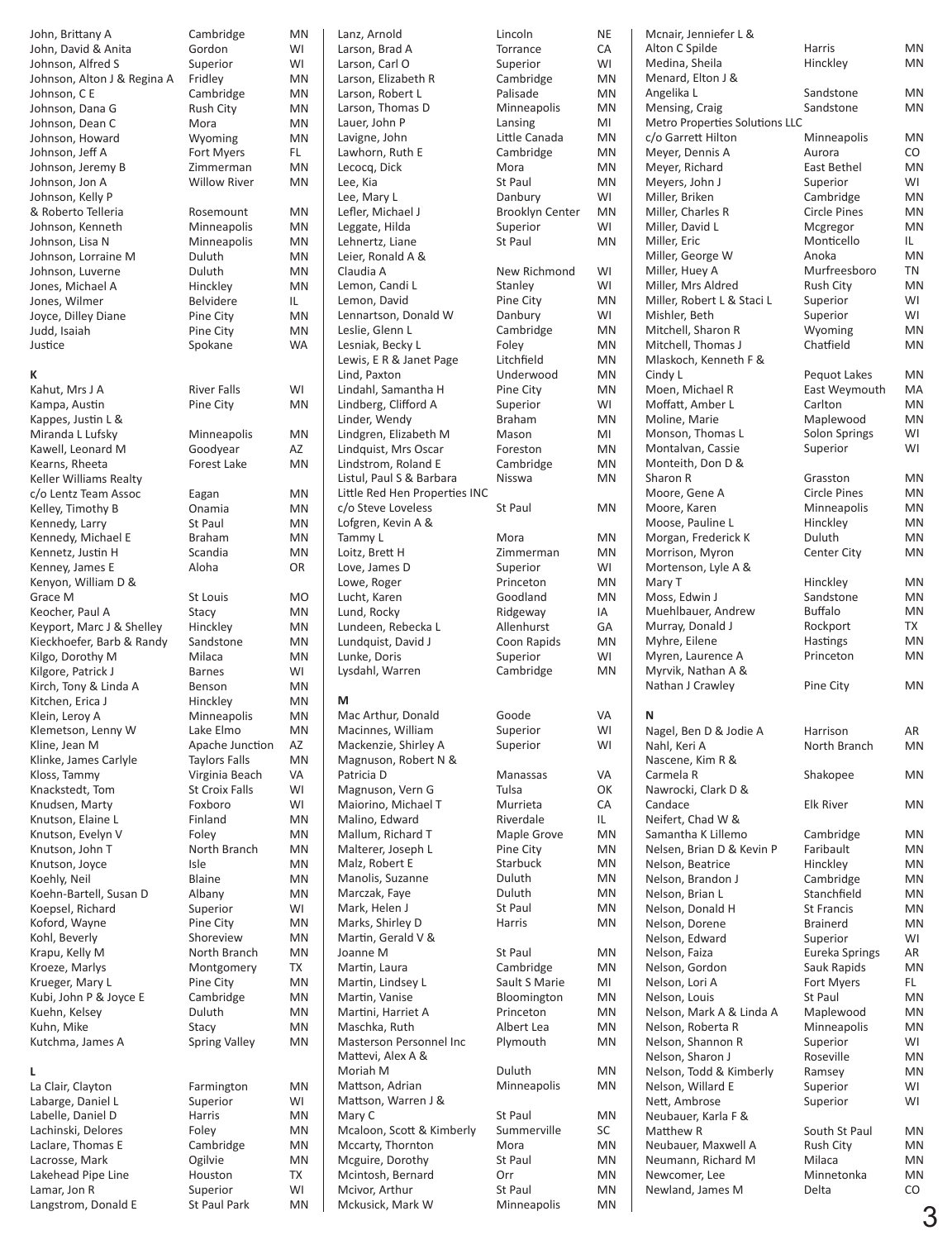| Name | City | State |
|---|---|---|
| John, Brittany A | Cambridge | MN |
| John, David & Anita | Gordon | WI |
| Johnson, Alfred S | Superior | WI |
| Johnson, Alton J & Regina A | Fridley | MN |
| Johnson, C E | Cambridge | MN |
| Johnson, Dana G | Rush City | MN |
| Johnson, Dean C | Mora | MN |
| Johnson, Howard | Wyoming | MN |
| Johnson, Jeff A | Fort Myers | FL |
| Johnson, Jeremy B | Zimmerman | MN |
| Johnson, Jon A | Willow River | MN |
| Johnson, Kelly P & Roberto Telleria | Rosemount | MN |
| Johnson, Kenneth | Minneapolis | MN |
| Johnson, Lisa N | Minneapolis | MN |
| Johnson, Lorraine M | Duluth | MN |
| Johnson, Luverne | Duluth | MN |
| Jones, Michael A | Hinckley | MN |
| Jones, Wilmer | Belvidere | IL |
| Joyce, Dilley Diane | Pine City | MN |
| Judd, Isaiah | Pine City | MN |
| Justice | Spokane | WA |

**K**

| Name | City | State |
|---|---|---|
| Kahut, Mrs J A | River Falls | WI |
| Kampa, Austin | Pine City | MN |
| Kappes, Justin L & Miranda L Lufsky | Minneapolis | MN |
| Kawell, Leonard M | Goodyear | AZ |
| Kearns, Rheeta | Forest Lake | MN |
| Keller Williams Realty c/o Lentz Team Assoc | Eagan | MN |
| Kelley, Timothy B | Onamia | MN |
| Kennedy, Larry | St Paul | MN |
| Kennedy, Michael E | Braham | MN |
| Kennetz, Justin H | Scandia | MN |
| Kenney, James E | Aloha | OR |
| Kenyon, William D & Grace M | St Louis | MO |
| Keocher, Paul A | Stacy | MN |
| Keyport, Marc J & Shelley | Hinckley | MN |
| Kieckhoefer, Barb & Randy | Sandstone | MN |
| Kilgo, Dorothy M | Milaca | MN |
| Kilgore, Patrick J | Barnes | WI |
| Kirch, Tony & Linda A | Benson | MN |
| Kitchen, Erica J | Hinckley | MN |
| Klein, Leroy A | Minneapolis | MN |
| Klemetson, Lenny W | Lake Elmo | MN |
| Kline, Jean M | Apache Junction | AZ |
| Klinke, James Carlyle | Taylors Falls | MN |
| Kloss, Tammy | Virginia Beach | VA |
| Knackstedt, Tom | St Croix Falls | WI |
| Knudsen, Marty | Foxboro | WI |
| Knutson, Elaine L | Finland | MN |
| Knutson, Evelyn V | Foley | MN |
| Knutson, John T | North Branch | MN |
| Knutson, Joyce | Isle | MN |
| Koehly, Neil | Blaine | MN |
| Koehn-Bartell, Susan D | Albany | MN |
| Koepsel, Richard | Superior | WI |
| Koford, Wayne | Pine City | MN |
| Kohl, Beverly | Shoreview | MN |
| Krapu, Kelly M | North Branch | MN |
| Kroeze, Marlys | Montgomery | TX |
| Krueger, Mary L | Pine City | MN |
| Kubi, John P & Joyce E | Cambridge | MN |
| Kuehn, Kelsey | Duluth | MN |
| Kuhn, Mike | Stacy | MN |
| Kutchma, James A | Spring Valley | MN |

**L**

| Name | City | State |
|---|---|---|
| La Clair, Clayton | Farmington | MN |
| Labarge, Daniel L | Superior | WI |
| Labelle, Daniel D | Harris | MN |
| Lachinski, Delores | Foley | MN |
| Laclare, Thomas E | Cambridge | MN |
| Lacrosse, Mark | Ogilvie | MN |
| Lakehead Pipe Line | Houston | TX |
| Lamar, Jon R | Superior | WI |
| Langstrom, Donald E | St Paul Park | MN |
| Lanz, Arnold | Lincoln | NE |
| Larson, Brad A | Torrance | CA |
| Larson, Carl O | Superior | WI |
| Larson, Elizabeth R | Cambridge | MN |
| Larson, Robert L | Palisade | MN |
| Larson, Thomas D | Minneapolis | MN |
| Lauer, John P | Lansing | MI |
| Lavigne, John | Little Canada | MN |
| Lawhorn, Ruth E | Cambridge | MN |
| Lecocq, Dick | Mora | MN |
| Lee, Kia | St Paul | MN |
| Lee, Mary L | Danbury | WI |
| Lefler, Michael J | Brooklyn Center | MN |
| Leggate, Hilda | Superior | WI |
| Lehnertz, Liane | St Paul | MN |
| Leier, Ronald A & Claudia A | New Richmond | WI |
| Lemon, Candi L | Stanley | WI |
| Lemon, David | Pine City | MN |
| Lennartson, Donald W | Danbury | WI |
| Leslie, Glenn L | Cambridge | MN |
| Lesniak, Becky L | Foley | MN |
| Lewis, E R & Janet Page | Litchfield | MN |
| Lind, Paxton | Underwood | MN |
| Lindahl, Samantha H | Pine City | MN |
| Lindberg, Clifford A | Superior | WI |
| Linder, Wendy | Braham | MN |
| Lindgren, Elizabeth M | Mason | MI |
| Lindquist, Mrs Oscar | Foreston | MN |
| Lindstrom, Roland E | Cambridge | MN |
| Listul, Paul S & Barbara | Nisswa | MN |
| Little Red Hen Properties INC c/o Steve Loveless | St Paul | MN |
| Lofgren, Kevin A & Tammy L | Mora | MN |
| Loitz, Brett H | Zimmerman | MN |
| Love, James D | Superior | WI |
| Lowe, Roger | Princeton | MN |
| Lucht, Karen | Goodland | MN |
| Lund, Rocky | Ridgeway | IA |
| Lundeen, Rebecka L | Allenhurst | GA |
| Lundquist, David J | Coon Rapids | MN |
| Lunke, Doris | Superior | WI |
| Lysdahl, Warren | Cambridge | MN |

**M**

| Name | City | State |
|---|---|---|
| Mac Arthur, Donald | Goode | VA |
| Macinnes, William | Superior | WI |
| Mackenzie, Shirley A | Superior | WI |
| Magnuson, Robert N & Patricia D | Manassas | VA |
| Magnuson, Vern G | Tulsa | OK |
| Maiorino, Michael T | Murrieta | CA |
| Malino, Edward | Riverdale | IL |
| Mallum, Richard T | Maple Grove | MN |
| Malterer, Joseph L | Pine City | MN |
| Malz, Robert E | Starbuck | MN |
| Manolis, Suzanne | Duluth | MN |
| Marczak, Faye | Duluth | MN |
| Mark, Helen J | St Paul | MN |
| Marks, Shirley D | Harris | MN |
| Martin, Gerald V & Joanne M | St Paul | MN |
| Martin, Laura | Cambridge | MN |
| Martin, Lindsey L | Sault S Marie | MI |
| Martin, Vanise | Bloomington | MN |
| Martini, Harriet A | Princeton | MN |
| Maschka, Ruth | Albert Lea | MN |
| Masterson Personnel Inc | Plymouth | MN |
| Mattevi, Alex A & Moriah M | Duluth | MN |
| Mattson, Adrian | Minneapolis | MN |
| Mattson, Warren J & Mary C | St Paul | MN |
| Mcaloon, Scott & Kimberly | Summerville | SC |
| Mccarty, Thornton | Mora | MN |
| Mcguire, Dorothy | St Paul | MN |
| Mcintosh, Bernard | Orr | MN |
| Mcivor, Arthur | St Paul | MN |
| Mckusick, Mark W | Minneapolis | MN |
| Mcnair, Jenniefer L & Alton C Spilde | Harris | MN |
| Medina, Sheila | Hinckley | MN |
| Menard, Elton J & Angelika L | Sandstone | MN |
| Mensing, Craig | Sandstone | MN |
| Metro Properties Solutions LLC c/o Garrett Hilton | Minneapolis | MN |
| Meyer, Dennis A | Aurora | CO |
| Meyer, Richard | East Bethel | MN |
| Meyers, John J | Superior | WI |
| Miller, Briken | Cambridge | MN |
| Miller, Charles R | Circle Pines | MN |
| Miller, David L | Mcgregor | MN |
| Miller, Eric | Monticello | IL |
| Miller, George W | Anoka | MN |
| Miller, Huey A | Murfreesboro | TN |
| Miller, Mrs Aldred | Rush City | MN |
| Miller, Robert L & Staci L | Superior | WI |
| Mishler, Beth | Superior | WI |
| Mitchell, Sharon R | Wyoming | MN |
| Mitchell, Thomas J | Chatfield | MN |
| Mlaskoch, Kenneth F & Cindy L | Pequot Lakes | MN |
| Moen, Michael R | East Weymouth | MA |
| Moffatt, Amber L | Carlton | MN |
| Moline, Marie | Maplewood | MN |
| Monson, Thomas L | Solon Springs | WI |
| Montalvan, Cassie | Superior | WI |
| Monteith, Don D & Sharon R | Grasston | MN |
| Moore, Gene A | Circle Pines | MN |
| Moore, Karen | Minneapolis | MN |
| Moose, Pauline L | Hinckley | MN |
| Morgan, Frederick K | Duluth | MN |
| Morrison, Myron | Center City | MN |
| Mortenson, Lyle A & Mary T | Hinckley | MN |
| Moss, Edwin J | Sandstone | MN |
| Muehlbauer, Andrew | Buffalo | MN |
| Murray, Donald J | Rockport | TX |
| Myhre, Eilene | Hastings | MN |
| Myren, Laurence A | Princeton | MN |
| Myrvik, Nathan A & Nathan J Crawley | Pine City | MN |

**N**

| Name | City | State |
|---|---|---|
| Nagel, Ben D & Jodie A | Harrison | AR |
| Nahl, Keri A | North Branch | MN |
| Nascene, Kim R & Carmela R | Shakopee | MN |
| Nawrocki, Clark D & Candace | Elk River | MN |
| Neifert, Chad W & Samantha K Lillemo | Cambridge | MN |
| Nelsen, Brian D & Kevin P | Faribault | MN |
| Nelson, Beatrice | Hinckley | MN |
| Nelson, Brandon J | Cambridge | MN |
| Nelson, Brian L | Stanchfield | MN |
| Nelson, Donald H | St Francis | MN |
| Nelson, Dorene | Brainerd | MN |
| Nelson, Edward | Superior | WI |
| Nelson, Faiza | Eureka Springs | AR |
| Nelson, Gordon | Sauk Rapids | MN |
| Nelson, Lori A | Fort Myers | FL |
| Nelson, Louis | St Paul | MN |
| Nelson, Mark A & Linda A | Maplewood | MN |
| Nelson, Roberta R | Minneapolis | MN |
| Nelson, Shannon R | Superior | WI |
| Nelson, Sharon J | Roseville | MN |
| Nelson, Todd & Kimberly | Ramsey | MN |
| Nelson, Willard E | Superior | WI |
| Nett, Ambrose | Superior | WI |
| Neubauer, Karla F & Matthew R | South St Paul | MN |
| Neubauer, Maxwell A | Rush City | MN |
| Neumann, Richard M | Milaca | MN |
| Newcomer, Lee | Minnetonka | MN |
| Newland, James M | Delta | CO |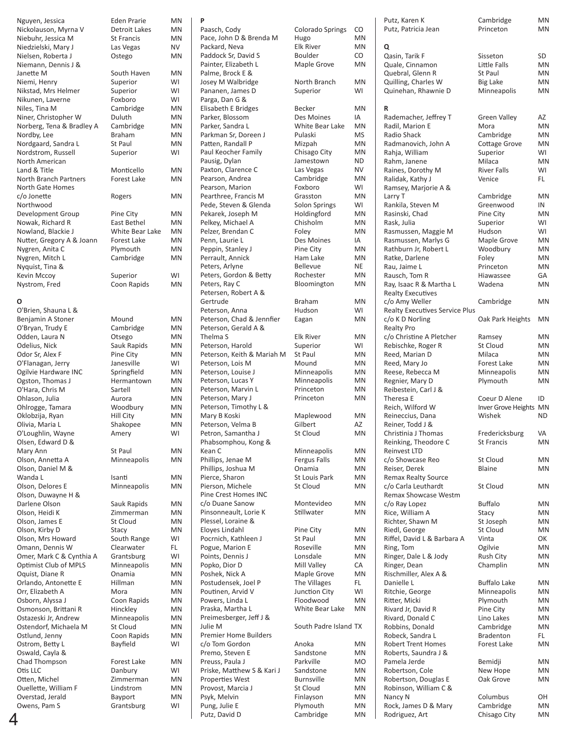| Name | City | State |
|---|---|---|
| Nguyen, Jessica | Eden Prarie | MN |
| Nickolauson, Myrna V | Detroit Lakes | MN |
| Niebuhr, Jessica M | St Francis | MN |
| Niedzielski, Mary J | Las Vegas | NV |
| Nielsen, Roberta J | Ostego | MN |
| Niemann, Dennis J & Janette M | South Haven | MN |
| Niemi, Henry | Superior | WI |
| Nikstad, Mrs Helmer | Superior | WI |
| Nikunen, Laverne | Foxboro | WI |
| Niles, Tina M | Cambridge | MN |
| Niner, Christopher W | Duluth | MN |
| Norberg, Tena & Bradley A | Cambridge | MN |
| Nordby, Lee | Braham | MN |
| Nordgaard, Sandra L | St Paul | MN |
| Nordstrom, Russell | Superior | WI |
| North American Land & Title | Monticello | MN |
| North Branch Partners | Forest Lake | MN |
| North Gate Homes c/o Jonette | Rogers | MN |
| Northwood Development Group | Pine City | MN |
| Nowak, Richard R | East Bethel | MN |
| Nowland, Blackie J | White Bear Lake | MN |
| Nutter, Gregory A & Joann | Forest Lake | MN |
| Nygren, Anita C | Plymouth | MN |
| Nygren, Mitch L | Cambridge | MN |
| Nyquist, Tina & Kevin Mccoy | Superior | WI |
| Nystrom, Fred | Coon Rapids | MN |

## O

| Name | City | State |
|---|---|---|
| O'Brien, Shauna L & Benjamin A Stoner | Mound | MN |
| O'Bryan, Trudy E | Cambridge | MN |
| Odden, Laura N | Otsego | MN |
| Odelius, Nick | Sauk Rapids | MN |
| Odor Sr, Alex F | Pine City | MN |
| O'Flanagan, Jerry | Janesville | WI |
| Ogilvie Hardware INC | Springfield | MN |
| Ogston, Thomas J | Hermantown | MN |
| O'Hara, Chris M | Sartell | MN |
| Ohlason, Julia | Aurora | MN |
| Ohlrogge, Tamara | Woodbury | MN |
| Oklobzija, Ryan | Hill City | MN |
| Olivia, Maria L | Shakopee | MN |
| O'Loughlin, Wayne | Amery | WI |
| Olsen, Edward D & Mary Ann | St Paul | MN |
| Olson, Annetta A | Minneapolis | MN |
| Olson, Daniel M & Wanda L | Isanti | MN |
| Olson, Delores E | Minneapolis | MN |
| Olson, Duwayne H & Darlene Olson | Sauk Rapids | MN |
| Olson, Heidi K | Zimmerman | MN |
| Olson, James E | St Cloud | MN |
| Olson, Kirby D | Stacy | MN |
| Olson, Mrs Howard | South Range | WI |
| Omann, Dennis W | Clearwater | FL |
| Omer, Mark C & Cynthia A | Grantsburg | WI |
| Optimist Club of MPLS | Minneapolis | MN |
| Oquist, Diane R | Onamia | MN |
| Orlando, Antonette E | Hillman | MN |
| Orr, Elizabeth A | Mora | MN |
| Osborn, Alyssa J | Coon Rapids | MN |
| Osmonson, Brittani R | Hinckley | MN |
| Ostazeski Jr, Andrew | Minneapolis | MN |
| Ostendorf, Michaela M | St Cloud | MN |
| Ostlund, Jenny | Coon Rapids | MN |
| Ostrom, Betty L | Bayfield | WI |
| Oswald, Cayla & Chad Thompson | Forest Lake | MN |
| Otis LLC | Danbury | WI |
| Otten, Michel | Zimmerman | MN |
| Ouellette, William F | Lindstrom | MN |
| Overstad, Jerald | Bayport | MN |
| Owens, Pam S | Grantsburg | WI |

## P

| Name | City | State |
|---|---|---|
| Paasch, Cody | Colorado Springs | CO |
| Pace, John D & Brenda M | Hugo | MN |
| Packard, Neva | Elk River | MN |
| Paddock Sr, David S | Boulder | CO |
| Painter, Elizabeth L | Maple Grove | MN |
| Palme, Brock E & Josey M Walbridge | North Branch | MN |
| Pananen, James D | Superior | WI |
| Parga, Dan G & Elisabeth E Bridges | Becker | MN |
| Parker, Blossom | Des Moines | IA |
| Parker, Sandra L | White Bear Lake | MN |
| Parkman Sr, Doreen J | Pulaski | MS |
| Patten, Randall P | Mizpah | MN |
| Paul Keocher Family | Chisago City | MN |
| Pausig, Dylan | Jamestown | ND |
| Paxton, Clarence C | Las Vegas | NV |
| Pearson, Andrea | Cambridge | MN |
| Pearson, Marion | Foxboro | WI |
| Pearthree, Francis M | Grasston | MN |
| Pede, Steven & Glenda | Solon Springs | WI |
| Pekarek, Joseph M | Holdingford | MN |
| Pelkey, Michael A | Chisholm | MN |
| Pelzer, Brendan C | Foley | MN |
| Penn, Laurie L | Des Moines | IA |
| Peppin, Stanley J | Pine City | MN |
| Perrault, Annick | Ham Lake | MN |
| Peters, Arlyne | Bellevue | NE |
| Peters, Gordon & Betty | Rochester | MN |
| Peters, Ray C | Bloomington | MN |
| Petersen, Robert A & Gertrude | Braham | MN |
| Peterson, Anna | Hudson | WI |
| Peterson, Chad & Jennfier | Eagan | MN |
| Peterson, Gerald A & Thelma S | Elk River | MN |
| Peterson, Harold | Superior | WI |
| Peterson, Keith & Mariah M | St Paul | MN |
| Peterson, Lois M | Mound | MN |
| Peterson, Louise J | Minneapolis | MN |
| Peterson, Lucas Y | Minneapolis | MN |
| Peterson, Marvin L | Princeton | MN |
| Peterson, Mary J | Princeton | MN |
| Peterson, Timothy L & Mary B Koski | Maplewood | MN |
| Peterson, Velma B | Gilbert | AZ |
| Petron, Samantha J | St Cloud | MN |
| Phabsomphou, Kong & Kean C | Minneapolis | MN |
| Phillips, Jenae M | Fergus Falls | MN |
| Phillips, Joshua M | Onamia | MN |
| Pierce, Sharon | St Louis Park | MN |
| Pierson, Michele | St Cloud | MN |
| Pine Crest Homes INC c/o Duane Sanow | Montevideo | MN |
| Pinsonneault, Lorie K | Stillwater | MN |
| Plessel, Loraine & Eloyes Lindahl | Pine City | MN |
| Pocrnich, Kathleen J | St Paul | MN |
| Pogue, Marion E | Roseville | MN |
| Points, Dennis J | Lonsdale | MN |
| Popko, Dior D | Mill Valley | CA |
| Poshek, Nick A | Maple Grove | MN |
| Postudensek, Joel P | The Villages | FL |
| Poutinen, Arvid V | Junction City | WI |
| Powers, Linda L | Floodwood | MN |
| Praska, Martha L | White Bear Lake | MN |
| Preimesberger, Jeff J & Julie M | South Padre Island | TX |
| Premier Home Builders c/o Tom Gordon | Anoka | MN |
| Premo, Steven E | Sandstone | MN |
| Preuss, Paula J | Parkville | MO |
| Priske, Matthew S & Kari J | Sandstone | MN |
| Properties West | Burnsville | MN |
| Provost, Marcia J | St Cloud | MN |
| Psyk, Melvin | Finlayson | MN |
| Pung, Julie E | Plymouth | MN |
| Putz, David D | Cambridge | MN |
| Putz, Karen K | Cambridge | MN |
| Putz, Patricia Jean | Princeton | MN |

## Q

| Name | City | State |
|---|---|---|
| Qasin, Tarik F | Sisseton | SD |
| Quale, Cinnamon | Little Falls | MN |
| Quebral, Glenn R | St Paul | MN |
| Quilling, Charles W | Big Lake | MN |
| Quinehan, Rhawnie D | Minneapolis | MN |

## R

| Name | City | State |
|---|---|---|
| Rademacher, Jeffrey T | Green Valley | AZ |
| Radil, Marion E | Mora | MN |
| Radio Shack | Cambridge | MN |
| Radmanovich, John A | Cottage Grove | MN |
| Rahja, William | Superior | WI |
| Rahm, Janene | Milaca | MN |
| Raines, Dorothy M | River Falls | WI |
| Ralidak, Kathy J | Venice | FL |
| Ramsey, Marjorie A & Larry T | Cambridge | MN |
| Rankila, Steven M | Greenwood | IN |
| Rasinski, Chad | Pine City | MN |
| Rask, Julia | Superior | WI |
| Rasmussen, Maggie M | Hudson | WI |
| Rasmussen, Marlys G | Maple Grove | MN |
| Rathburn Jr, Robert L | Woodbury | MN |
| Ratke, Darlene | Foley | MN |
| Rau, Jaime L | Princeton | MN |
| Rausch, Tom R | Hiawassee | GA |
| Ray, Isaac R & Martha L | Wadena | MN |
| Realty Executives c/o Amy Weller | Cambridge | MN |
| Realty Executives Service Plus c/o K D Norling | Oak Park Heights | MN |
| Realty Pro c/o Christine A Pletcher | Ramsey | MN |
| Rebischke, Roger R | St Cloud | MN |
| Reed, Marian D | Milaca | MN |
| Reed, Mary Jo | Forest Lake | MN |
| Reese, Rebecca M | Minneapolis | MN |
| Regnier, Mary D | Plymouth | MN |
| Reibestein, Carl J & Theresa E | Coeur D Alene | ID |
| Reich, Wilford W | Inver Grove Heights | MN |
| Reineccius, Dana | Wishek | ND |
| Reiner, Todd J & Christinia J Thomas | Fredericksburg | VA |
| Reinking, Theodore C | St Francis | MN |
| Reinvest LTD c/o Showcase Reo | St Cloud | MN |
| Reiser, Derek | Blaine | MN |
| Remax Realty Source c/o Carla Leuthardt | St Cloud | MN |
| Remax Showcase Westm c/o Ray Lopez | Buffalo | MN |
| Rice, William A | Stacy | MN |
| Richter, Shawn M | St Joseph | MN |
| Riedl, George | St Cloud | MN |
| Riffel, David L & Barbara A | Vinta | OK |
| Ring, Tom | Ogilvie | MN |
| Ringer, Dale L & Jody | Rush City | MN |
| Ringer, Dean | Champlin | MN |
| Rischmiller, Alex A & Danielle L | Buffalo Lake | MN |
| Ritchie, George | Minneapolis | MN |
| Ritter, Micki | Plymouth | MN |
| Rivard Jr, David R | Pine City | MN |
| Rivard, Donald C | Lino Lakes | MN |
| Robbins, Donald | Cambridge | MN |
| Robeck, Sandra L | Bradenton | FL |
| Robert Trent Homes | Forest Lake | MN |
| Roberts, Saundra J & Pamela Jerde | Bemidji | MN |
| Robertson, Cole | New Hope | MN |
| Robertson, Douglas E | Oak Grove | MN |
| Robinson, William C & Nancy N | Columbus | OH |
| Rock, James D & Mary | Cambridge | MN |
| Rodriguez, Art | Chisago City | MN |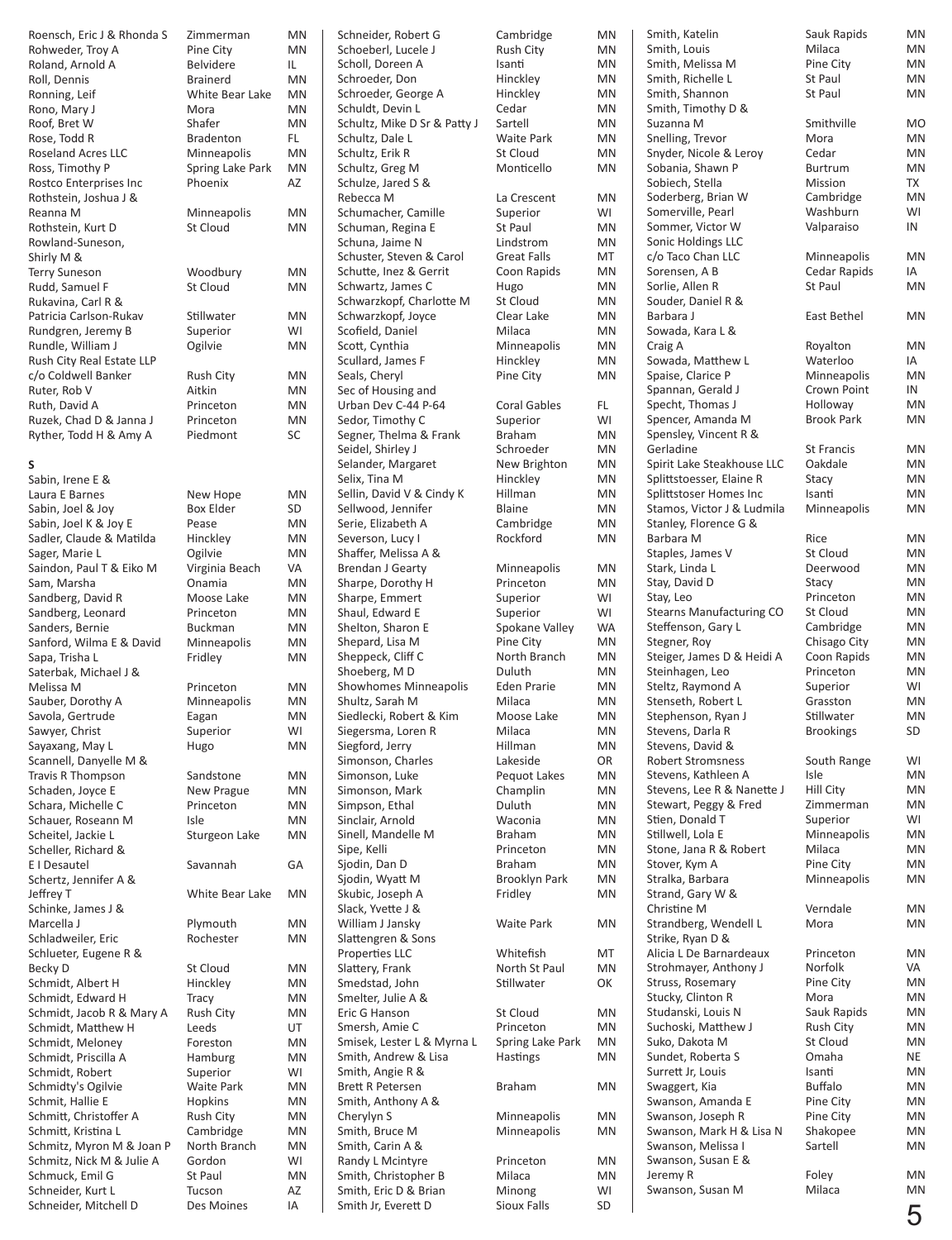| Name | City | State |
|---|---|---|
| Roensch, Eric J & Rhonda S | Zimmerman | MN |
| Rohweder, Troy A | Pine City | MN |
| Roland, Arnold A | Belvidere | IL |
| Roll, Dennis | Brainerd | MN |
| Ronning, Leif | White Bear Lake | MN |
| Rono, Mary J | Mora | MN |
| Roof, Bret W | Shafer | MN |
| Rose, Todd R | Bradenton | FL |
| Roseland Acres LLC | Minneapolis | MN |
| Ross, Timothy P | Spring Lake Park | MN |
| Rostco Enterprises Inc | Phoenix | AZ |
| Rothstein, Joshua J & Reanna M | Minneapolis | MN |
| Rothstein, Kurt D | St Cloud | MN |
| Rowland-Suneson, Shirly M & Terry Suneson | Woodbury | MN |
| Rudd, Samuel F | St Cloud | MN |
| Rukavina, Carl R & Patricia Carlson-Rukav | Stillwater | MN |
| Rundgren, Jeremy B | Superior | WI |
| Rundle, William J | Ogilvie | MN |
| Rush City Real Estate LLP c/o Coldwell Banker | Rush City | MN |
| Ruter, Rob V | Aitkin | MN |
| Ruth, David A | Princeton | MN |
| Ruzek, Chad D & Janna J | Princeton | MN |
| Ryther, Todd H & Amy A | Piedmont | SC |

## S

| Name | City | State |
|---|---|---|
| Sabin, Irene E & Laura E Barnes | New Hope | MN |
| Sabin, Joel & Joy | Box Elder | SD |
| Sabin, Joel K & Joy E | Pease | MN |
| Sadler, Claude & Matilda | Hinckley | MN |
| Sager, Marie L | Ogilvie | MN |
| Saindon, Paul T & Eiko M | Virginia Beach | VA |
| Sam, Marsha | Onamia | MN |
| Sandberg, David R | Moose Lake | MN |
| Sandberg, Leonard | Princeton | MN |
| Sanders, Bernie | Buckman | MN |
| Sanford, Wilma E & David | Minneapolis | MN |
| Sapa, Trisha L | Fridley | MN |
| Saterbak, Michael J & Melissa M | Princeton | MN |
| Sauber, Dorothy A | Minneapolis | MN |
| Savola, Gertrude | Eagan | MN |
| Sawyer, Christ | Superior | WI |
| Sayaxang, May L | Hugo | MN |
| Scannell, Danyelle M & Travis R Thompson | Sandstone | MN |
| Schaden, Joyce E | New Prague | MN |
| Schara, Michelle C | Princeton | MN |
| Schauer, Roseann M | Isle | MN |
| Scheitel, Jackie L | Sturgeon Lake | MN |
| Scheller, Richard & E I Desautel | Savannah | GA |
| Schertz, Jennifer A & Jeffrey T | White Bear Lake | MN |
| Schinke, James J & Marcella J | Plymouth | MN |
| Schladweiler, Eric | Rochester | MN |
| Schlueter, Eugene R & Becky D | St Cloud | MN |
| Schmidt, Albert H | Hinckley | MN |
| Schmidt, Edward H | Tracy | MN |
| Schmidt, Jacob R & Mary A | Rush City | MN |
| Schmidt, Matthew H | Leeds | UT |
| Schmidt, Meloney | Foreston | MN |
| Schmidt, Priscilla A | Hamburg | MN |
| Schmidt, Robert | Superior | WI |
| Schmidty's Ogilvie | Waite Park | MN |
| Schmit, Hallie E | Hopkins | MN |
| Schmitt, Christoffer A | Rush City | MN |
| Schmitt, Kristina L | Cambridge | MN |
| Schmitz, Myron M & Joan P | North Branch | MN |
| Schmitz, Nick M & Julie A | Gordon | WI |
| Schmuck, Emil G | St Paul | MN |
| Schneider, Kurt L | Tucson | AZ |
| Schneider, Mitchell D | Des Moines | IA |
| Schneider, Robert G | Cambridge | MN |
| Schoeberl, Lucele J | Rush City | MN |
| Scholl, Doreen A | Isanti | MN |
| Schroeder, Don | Hinckley | MN |
| Schroeder, George A | Hinckley | MN |
| Schuldt, Devin L | Cedar | MN |
| Schultz, Mike D Sr & Patty J | Sartell | MN |
| Schultz, Dale L | Waite Park | MN |
| Schultz, Erik R | St Cloud | MN |
| Schultz, Greg M | Monticello | MN |
| Schulze, Jared S & Rebecca M | La Crescent | MN |
| Schumacher, Camille | Superior | WI |
| Schuman, Regina E | St Paul | MN |
| Schuna, Jaime N | Lindstrom | MN |
| Schuster, Steven & Carol | Great Falls | MT |
| Schutte, Inez & Gerrit | Coon Rapids | MN |
| Schwartz, James C | Hugo | MN |
| Schwarzkopf, Charlotte M | St Cloud | MN |
| Schwarzkopf, Joyce | Clear Lake | MN |
| Scofield, Daniel | Milaca | MN |
| Scott, Cynthia | Minneapolis | MN |
| Scullard, James F | Hinckley | MN |
| Seals, Cheryl | Pine City | MN |
| Sec of Housing and Urban Dev C-44 P-64 | Coral Gables | FL |
| Sedor, Timothy C | Superior | WI |
| Segner, Thelma & Frank | Braham | MN |
| Seidel, Shirley J | Schroeder | MN |
| Selander, Margaret | New Brighton | MN |
| Selix, Tina M | Hinckley | MN |
| Sellin, David V & Cindy K | Hillman | MN |
| Sellwood, Jennifer | Blaine | MN |
| Serie, Elizabeth A | Cambridge | MN |
| Severson, Lucy I | Rockford | MN |
| Shaffer, Melissa A & Brendan J Gearty | Minneapolis | MN |
| Sharpe, Dorothy H | Princeton | MN |
| Sharpe, Emmert | Superior | WI |
| Shaul, Edward E | Superior | WI |
| Shelton, Sharon E | Spokane Valley | WA |
| Shepard, Lisa M | Pine City | MN |
| Sheppeck, Cliff C | North Branch | MN |
| Shoeberg, M D | Duluth | MN |
| Showhomes Minneapolis | Eden Prarie | MN |
| Shultz, Sarah M | Milaca | MN |
| Siedlecki, Robert & Kim | Moose Lake | MN |
| Siegersma, Loren R | Milaca | MN |
| Siegford, Jerry | Hillman | MN |
| Simonson, Charles | Lakeside | OR |
| Simonson, Luke | Pequot Lakes | MN |
| Simonson, Mark | Champlin | MN |
| Simpson, Ethal | Duluth | MN |
| Sinclair, Arnold | Waconia | MN |
| Sinell, Mandelle M | Braham | MN |
| Sipe, Kelli | Princeton | MN |
| Sjodin, Dan D | Braham | MN |
| Sjodin, Wyatt M | Brooklyn Park | MN |
| Skubic, Joseph A | Fridley | MN |
| Slack, Yvette J & William J Jansky | Waite Park | MN |
| Slattengren & Sons Properties LLC | Whitefish | MT |
| Slattery, Frank | North St Paul | MN |
| Smedstad, John | Stillwater | OK |
| Smelter, Julie A & Eric G Hanson | St Cloud | MN |
| Smersh, Amie C | Princeton | MN |
| Smisek, Lester L & Myrna L | Spring Lake Park | MN |
| Smith, Andrew & Lisa | Hastings | MN |
| Smith, Angie R & Brett R Petersen | Braham | MN |
| Smith, Anthony A & Cherylyn S | Minneapolis | MN |
| Smith, Bruce M | Minneapolis | MN |
| Smith, Carin A & Randy L Mcintyre | Princeton | MN |
| Smith, Christopher B | Milaca | MN |
| Smith, Eric D & Brian | Minong | WI |
| Smith Jr, Everett D | Sioux Falls | SD |
| Smith, Katelin | Sauk Rapids | MN |
| Smith, Louis | Milaca | MN |
| Smith, Melissa M | Pine City | MN |
| Smith, Richelle L | St Paul | MN |
| Smith, Shannon | St Paul | MN |
| Smith, Timothy D & Suzanna M | Smithville | MO |
| Snelling, Trevor | Mora | MN |
| Snyder, Nicole & Leroy | Cedar | MN |
| Sobania, Shawn P | Burtrum | MN |
| Sobiech, Stella | Mission | TX |
| Soderberg, Brian W | Cambridge | MN |
| Somerville, Pearl | Washburn | WI |
| Sommer, Victor W | Valparaiso | IN |
| Sonic Holdings LLC c/o Taco Chan LLC | Minneapolis | MN |
| Sorensen, A B | Cedar Rapids | IA |
| Sorlie, Allen R | St Paul | MN |
| Souder, Daniel R & Barbara J | East Bethel | MN |
| Sowada, Kara L & Craig A | Royalton | MN |
| Sowada, Matthew L | Waterloo | IA |
| Spaise, Clarice P | Minneapolis | MN |
| Spannan, Gerald J | Crown Point | IN |
| Specht, Thomas J | Holloway | MN |
| Spencer, Amanda M | Brook Park | MN |
| Spensley, Vincent R & Gerladine | St Francis | MN |
| Spirit Lake Steakhouse LLC | Oakdale | MN |
| Splittstoesser, Elaine R | Stacy | MN |
| Splittstoser Homes Inc | Isanti | MN |
| Stamos, Victor J & Ludmila | Minneapolis | MN |
| Stanley, Florence G & Barbara M | Rice | MN |
| Staples, James V | St Cloud | MN |
| Stark, Linda L | Deerwood | MN |
| Stay, David D | Stacy | MN |
| Stay, Leo | Princeton | MN |
| Stearns Manufacturing CO | St Cloud | MN |
| Steffenson, Gary L | Cambridge | MN |
| Stegner, Roy | Chisago City | MN |
| Steiger, James D & Heidi A | Coon Rapids | MN |
| Steinhagen, Leo | Princeton | MN |
| Steltz, Raymond A | Superior | WI |
| Stenseth, Robert L | Grasston | MN |
| Stephenson, Ryan J | Stillwater | MN |
| Stevens, Darla R | Brookings | SD |
| Stevens, David & Robert Stromsness | South Range | WI |
| Stevens, Kathleen A | Isle | MN |
| Stevens, Lee R & Nanette J | Hill City | MN |
| Stewart, Peggy & Fred | Zimmerman | MN |
| Stien, Donald T | Superior | WI |
| Stillwell, Lola E | Minneapolis | MN |
| Stone, Jana R & Robert | Milaca | MN |
| Stover, Kym A | Pine City | MN |
| Stralka, Barbara | Minneapolis | MN |
| Strand, Gary W & Christine M | Verndale | MN |
| Strandberg, Wendell L | Mora | MN |
| Strike, Ryan D & Alicia L De Barnardeaux | Princeton | MN |
| Strohmayer, Anthony J | Norfolk | VA |
| Struss, Rosemary | Pine City | MN |
| Stucky, Clinton R | Mora | MN |
| Studanski, Louis N | Sauk Rapids | MN |
| Suchoski, Matthew J | Rush City | MN |
| Suko, Dakota M | St Cloud | MN |
| Sundet, Roberta S | Omaha | NE |
| Surrett Jr, Louis | Isanti | MN |
| Swaggert, Kia | Buffalo | MN |
| Swanson, Amanda E | Pine City | MN |
| Swanson, Joseph R | Pine City | MN |
| Swanson, Mark H & Lisa N | Shakopee | MN |
| Swanson, Melissa I | Sartell | MN |
| Swanson, Susan E & Jeremy R | Foley | MN |
| Swanson, Susan M | Milaca | MN |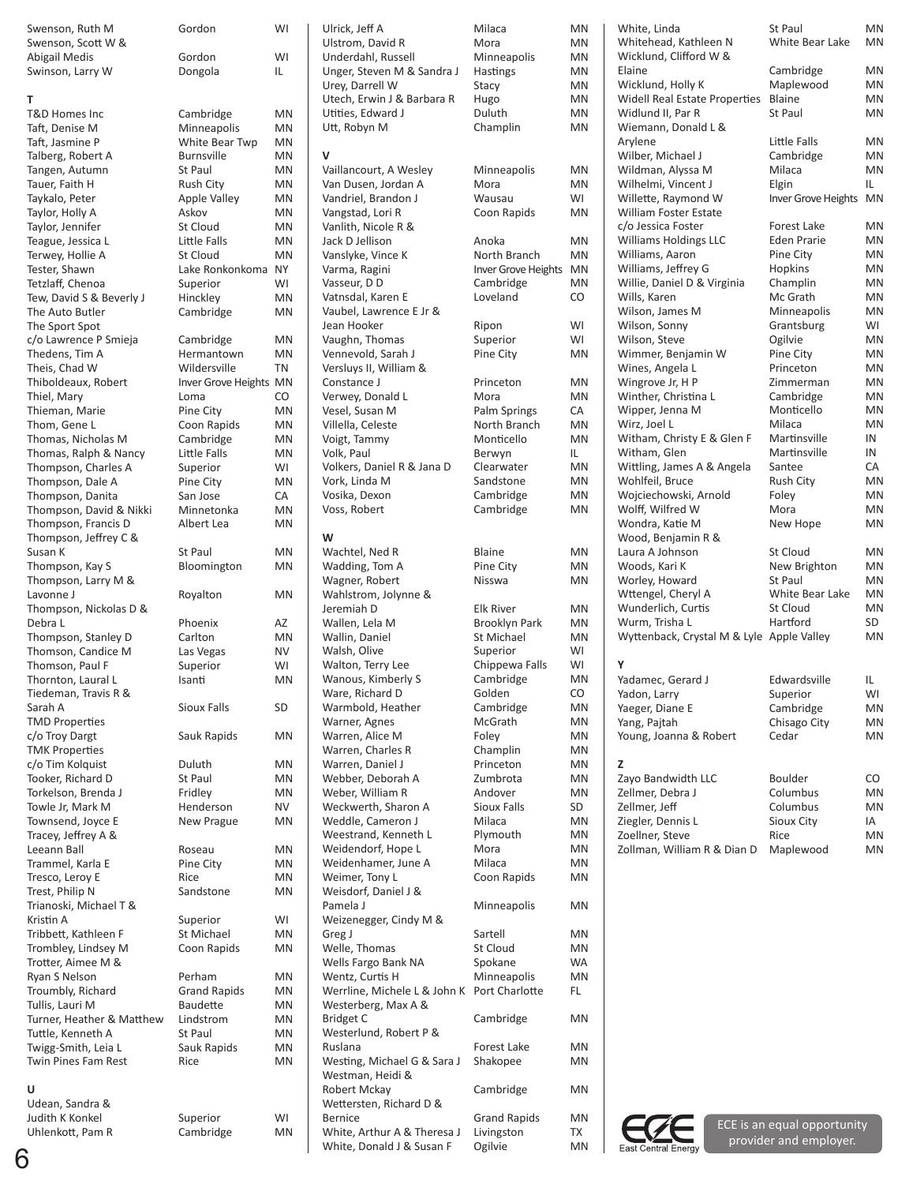| | | |
|---|---|---|
| Swenson, Ruth M | Gordon | WI |
| Swenson, Scott W & Abigail Medis | Gordon | WI |
| Swinson, Larry W | Dongola | IL |

**T**

| | | |
|---|---|---|
| T&D Homes Inc | Cambridge | MN |
| Taft, Denise M | Minneapolis | MN |
| Taft, Jasmine P | White Bear Twp | MN |
| Talberg, Robert A | Burnsville | MN |
| Tangen, Autumn | St Paul | MN |
| Tauer, Faith H | Rush City | MN |
| Taykalo, Peter | Apple Valley | MN |
| Taylor, Holly A | Askov | MN |
| Taylor, Jennifer | St Cloud | MN |
| Teague, Jessica L | Little Falls | MN |
| Terwey, Hollie A | St Cloud | MN |
| Tester, Shawn | Lake Ronkonkoma | NY |
| Tetzlaff, Chenoa | Superior | WI |
| Tew, David S & Beverly J | Hinckley | MN |
| The Auto Butler | Cambridge | MN |
| The Sport Spot c/o Lawrence P Smieja | Cambridge | MN |
| Thedens, Tim A | Hermantown | MN |
| Theis, Chad W | Wildersville | TN |
| Thiboldeaux, Robert | Inver Grove Heights | MN |
| Thiel, Mary | Loma | CO |
| Thieman, Marie | Pine City | MN |
| Thom, Gene L | Coon Rapids | MN |
| Thomas, Nicholas M | Cambridge | MN |
| Thomas, Ralph & Nancy | Little Falls | MN |
| Thompson, Charles A | Superior | WI |
| Thompson, Dale A | Pine City | MN |
| Thompson, Danita | San Jose | CA |
| Thompson, David & Nikki | Minnetonka | MN |
| Thompson, Francis D | Albert Lea | MN |
| Thompson, Jeffrey C & Susan K | St Paul | MN |
| Thompson, Kay S | Bloomington | MN |
| Thompson, Larry M & Lavonne J | Royalton | MN |
| Thompson, Nickolas D & Debra L | Phoenix | AZ |
| Thompson, Stanley D | Carlton | MN |
| Thomson, Candice M | Las Vegas | NV |
| Thomson, Paul F | Superior | WI |
| Thornton, Laural L | Isanti | MN |
| Tiedeman, Travis R & Sarah A | Sioux Falls | SD |
| TMD Properties c/o Troy Dargt | Sauk Rapids | MN |
| TMK Properties c/o Tim Kolquist | Duluth | MN |
| Tooker, Richard D | St Paul | MN |
| Torkelson, Brenda J | Fridley | MN |
| Towle Jr, Mark M | Henderson | NV |
| Townsend, Joyce E | New Prague | MN |
| Tracey, Jeffrey A & Leeann Ball | Roseau | MN |
| Trammel, Karla E | Pine City | MN |
| Tresco, Leroy E | Rice | MN |
| Trest, Philip N | Sandstone | MN |
| Trianoski, Michael T & Kristin A | Superior | WI |
| Tribbett, Kathleen F | St Michael | MN |
| Trombley, Lindsey M | Coon Rapids | MN |
| Trotter, Aimee M & Ryan S Nelson | Perham | MN |
| Troumbly, Richard | Grand Rapids | MN |
| Tullis, Lauri M | Baudette | MN |
| Turner, Heather & Matthew | Lindstrom | MN |
| Tuttle, Kenneth A | St Paul | MN |
| Twigg-Smith, Leia L | Sauk Rapids | MN |
| Twin Pines Fam Rest | Rice | MN |

**U**

| | | |
|---|---|---|
| Udean, Sandra & Judith K Konkel | Superior | WI |
| Uhlenkott, Pam R | Cambridge | MN |
| Ulrick, Jeff A | Milaca | MN |
| Ulstrom, David R | Mora | MN |
| Underdahl, Russell | Minneapolis | MN |
| Unger, Steven M & Sandra J | Hastings | MN |
| Urey, Darrell W | Stacy | MN |
| Utech, Erwin J & Barbara R | Hugo | MN |
| Utities, Edward J | Duluth | MN |
| Utt, Robyn M | Champlin | MN |

**V**

| | | |
|---|---|---|
| Vaillancourt, A Wesley | Minneapolis | MN |
| Van Dusen, Jordan A | Mora | MN |
| Vandriel, Brandon J | Wausau | WI |
| Vangstad, Lori R | Coon Rapids | MN |
| Vanlith, Nicole R & Jack D Jellison | Anoka | MN |
| Vanslyke, Vince K | North Branch | MN |
| Varma, Ragini | Inver Grove Heights | MN |
| Vasseur, D D | Cambridge | MN |
| Vatnsdal, Karen E | Loveland | CO |
| Vaubel, Lawrence E Jr & Jean Hooker | Ripon | WI |
| Vaughn, Thomas | Superior | WI |
| Vennevold, Sarah J | Pine City | MN |
| Versluys II, William & Constance J | Princeton | MN |
| Verwey, Donald L | Mora | MN |
| Vesel, Susan M | Palm Springs | CA |
| Villella, Celeste | North Branch | MN |
| Voigt, Tammy | Monticello | MN |
| Volk, Paul | Berwyn | IL |
| Volkers, Daniel R & Jana D | Clearwater | MN |
| Vork, Linda M | Sandstone | MN |
| Vosika, Dexon | Cambridge | MN |
| Voss, Robert | Cambridge | MN |

**W**

| | | |
|---|---|---|
| Wachtel, Ned R | Blaine | MN |
| Wadding, Tom A | Pine City | MN |
| Wagner, Robert | Nisswa | MN |
| Wahlstrom, Jolynne & Jeremiah D | Elk River | MN |
| Wallen, Lela M | Brooklyn Park | MN |
| Wallin, Daniel | St Michael | MN |
| Walsh, Olive | Superior | WI |
| Walton, Terry Lee | Chippewa Falls | WI |
| Wanous, Kimberly S | Cambridge | MN |
| Ware, Richard D | Golden | CO |
| Warmbold, Heather | Cambridge | MN |
| Warner, Agnes | McGrath | MN |
| Warren, Alice M | Foley | MN |
| Warren, Charles R | Champlin | MN |
| Warren, Daniel J | Princeton | MN |
| Webber, Deborah A | Zumbrota | MN |
| Weber, William R | Andover | MN |
| Weckwerth, Sharon A | Sioux Falls | SD |
| Weddle, Cameron J | Milaca | MN |
| Weestrand, Kenneth L | Plymouth | MN |
| Weidendorf, Hope L | Mora | MN |
| Weidenhamer, June A | Milaca | MN |
| Weimer, Tony L | Coon Rapids | MN |
| Weisdorf, Daniel J & Pamela J | Minneapolis | MN |
| Weizenegger, Cindy M & Greg J | Sartell | MN |
| Welle, Thomas | St Cloud | MN |
| Wells Fargo Bank NA | Spokane | WA |
| Wentz, Curtis H | Minneapolis | MN |
| Werrline, Michele L & John K | Port Charlotte | FL |
| Westerberg, Max A & Bridget C | Cambridge | MN |
| Westerlund, Robert P & Ruslana | Forest Lake | MN |
| Westing, Michael G & Sara J | Shakopee | MN |
| Westman, Heidi & Robert Mckay | Cambridge | MN |
| Wettersten, Richard D & Bernice | Grand Rapids | MN |
| White, Arthur A & Theresa J | Livingston | TX |
| White, Donald J & Susan F | Ogilvie | MN |
| White, Linda | St Paul | MN |
| Whitehead, Kathleen N | White Bear Lake | MN |
| Wicklund, Clifford W & Elaine | Cambridge | MN |
| Wicklund, Holly K | Maplewood | MN |
| Widell Real Estate Properties | Blaine | MN |
| Widlund II, Par R | St Paul | MN |
| Wiemann, Donald L & Arylene | Little Falls | MN |
| Wilber, Michael J | Cambridge | MN |
| Wildman, Alyssa M | Milaca | MN |
| Wilhelmi, Vincent J | Elgin | IL |
| Willette, Raymond W | Inver Grove Heights | MN |
| William Foster Estate c/o Jessica Foster | Forest Lake | MN |
| Williams Holdings LLC | Eden Prarie | MN |
| Williams, Aaron | Pine City | MN |
| Williams, Jeffrey G | Hopkins | MN |
| Willie, Daniel D & Virginia | Champlin | MN |
| Wills, Karen | Mc Grath | MN |
| Wilson, James M | Minneapolis | MN |
| Wilson, Sonny | Grantsburg | WI |
| Wilson, Steve | Ogilvie | MN |
| Wimmer, Benjamin W | Pine City | MN |
| Wines, Angela L | Princeton | MN |
| Wingrove Jr, H P | Zimmerman | MN |
| Winther, Christina L | Cambridge | MN |
| Wipper, Jenna M | Monticello | MN |
| Wirz, Joel L | Milaca | MN |
| Witham, Christy E & Glen F | Martinsville | IN |
| Witham, Glen | Martinsville | IN |
| Wittling, James A & Angela | Santee | CA |
| Wohlfeil, Bruce | Rush City | MN |
| Wojciechowski, Arnold | Foley | MN |
| Wolff, Wilfred W | Mora | MN |
| Wondra, Katie M | New Hope | MN |
| Wood, Benjamin R & Laura A Johnson | St Cloud | MN |
| Woods, Kari K | New Brighton | MN |
| Worley, Howard | St Paul | MN |
| Wttengel, Cheryl A | White Bear Lake | MN |
| Wunderlich, Curtis | St Cloud | MN |
| Wurm, Trisha L | Hartford | SD |
| Wyttenback, Crystal M & Lyle | Apple Valley | MN |

**Y**

| | | |
|---|---|---|
| Yadamec, Gerard J | Edwardsville | IL |
| Yadon, Larry | Superior | WI |
| Yaeger, Diane E | Cambridge | MN |
| Yang, Pajtah | Chisago City | MN |
| Young, Joanna & Robert | Cedar | MN |

**Z**

| | | |
|---|---|---|
| Zayo Bandwidth LLC | Boulder | CO |
| Zellmer, Debra J | Columbus | MN |
| Zellmer, Jeff | Columbus | MN |
| Ziegler, Dennis L | Sioux City | IA |
| Zoellner, Steve | Rice | MN |
| Zollman, William R & Dian D | Maplewood | MN |

ECE East Central Energy

ECE is an equal opportunity provider and employer.